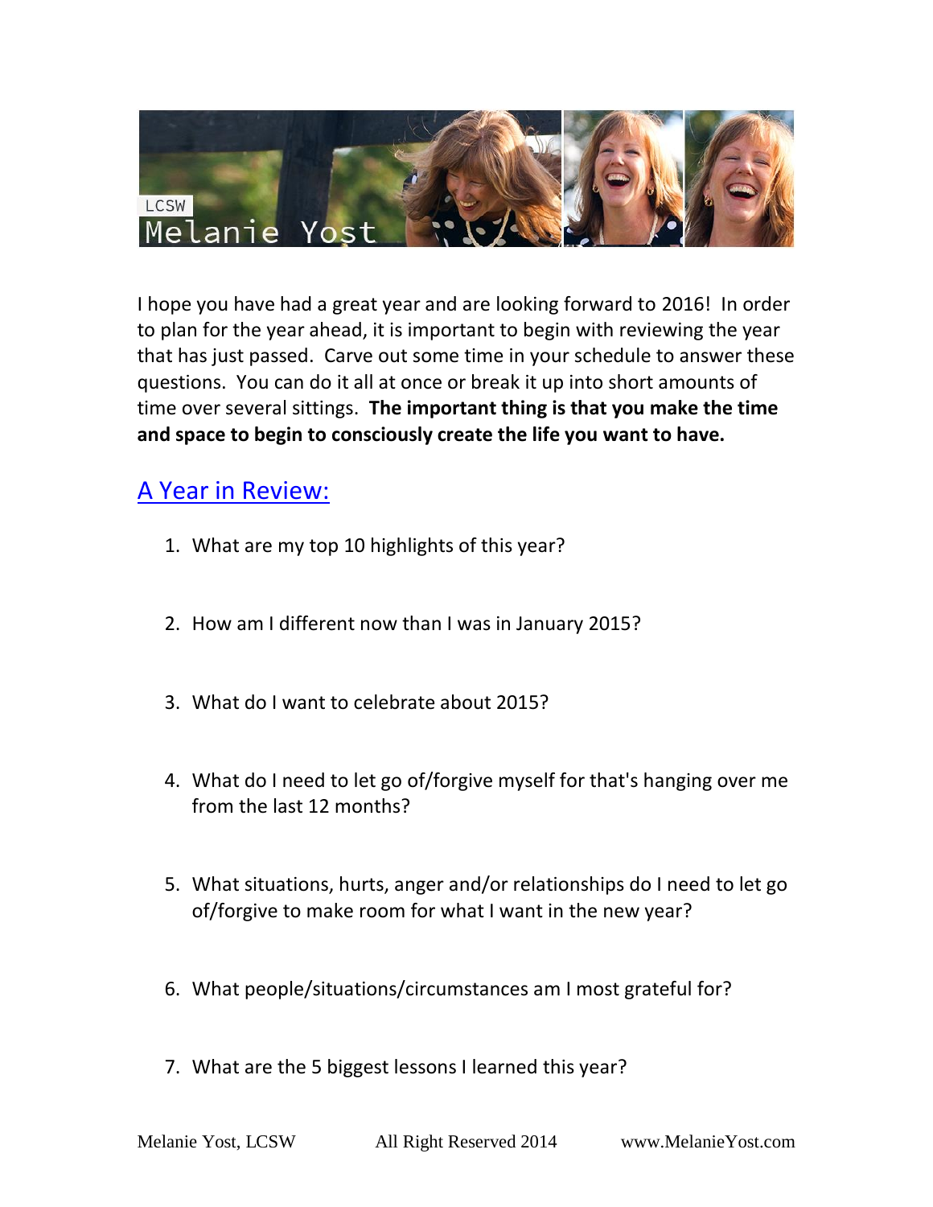LCSW

Melanie Yost

I hope you have had a great year and are looking forward to 2016! In order to plan for the year ahead, it is important to begin with reviewing the year that has just passed. Carve out some time in your schedule to answer these questions. You can do it all at once or break it up into short amounts of time over several sittings. **The important thing is that you make the time and space to begin to consciously create the life you want to have.**

## A Year in Review:

1. What are my top 10 highlights of this year?

2. How am I different now than I was in January 2015?

3. What do I want to celebrate about 2015?

4. What do I need to let go of/forgive myself for that's hanging over me from the last 12 months?

5. What situations, hurts, anger and/or relationships do I need to let go of/forgive to make room for what I want in the new year?

6. What people/situations/circumstances am I most grateful for?

7. What are the 5 biggest lessons I learned this year?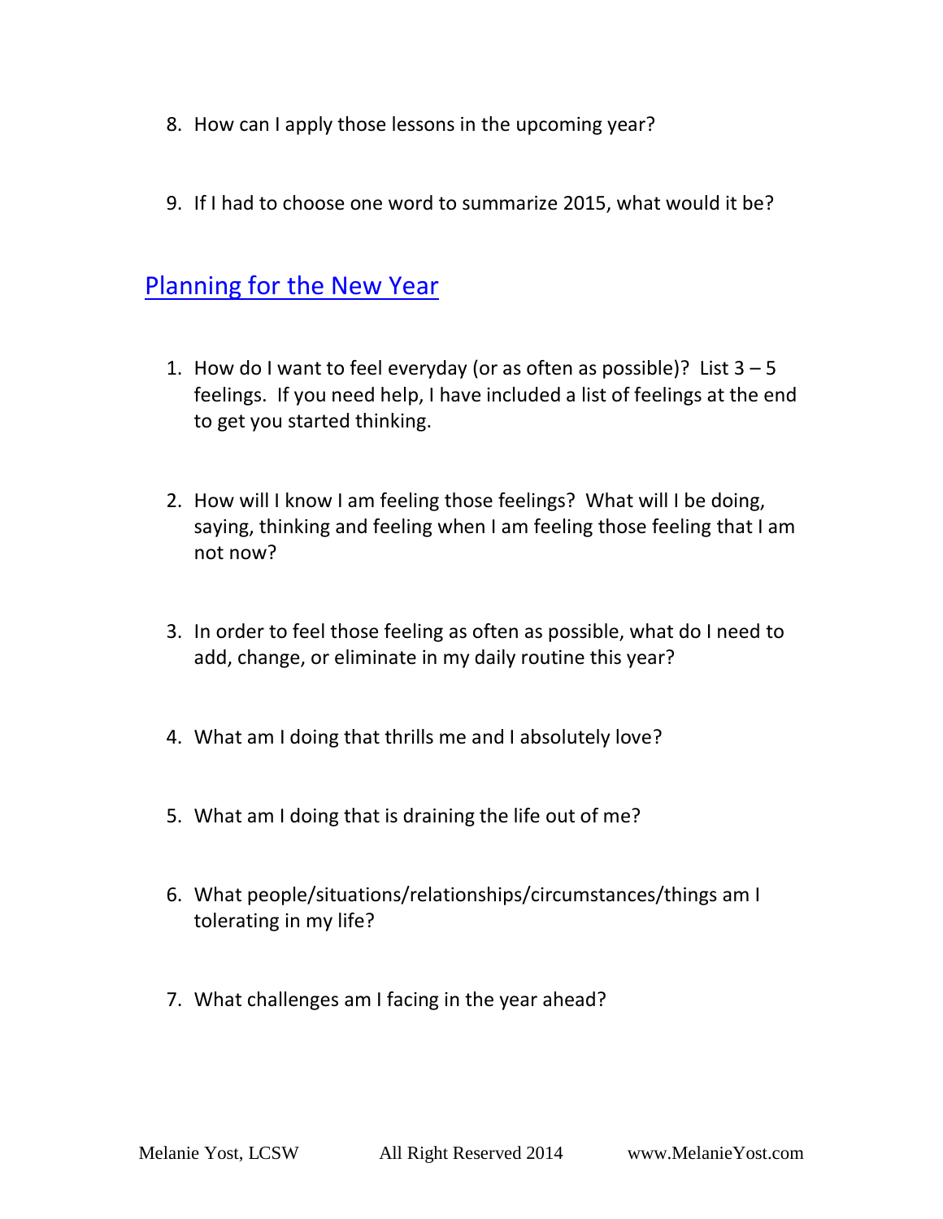8. How can I apply those lessons in the upcoming year?

9. If I had to choose one word to summarize 2015, what would it be?

## Planning for the New Year

1. How do I want to feel everyday (or as often as possible)? List 3 – 5 feelings. If you need help, I have included a list of feelings at the end to get you started thinking.

2. How will I know I am feeling those feelings? What will I be doing, saying, thinking and feeling when I am feeling those feeling that I am not now?

3. In order to feel those feeling as often as possible, what do I need to add, change, or eliminate in my daily routine this year?

4. What am I doing that thrills me and I absolutely love?

5. What am I doing that is draining the life out of me?

6. What people/situations/relationships/circumstances/things am I tolerating in my life?

7. What challenges am I facing in the year ahead?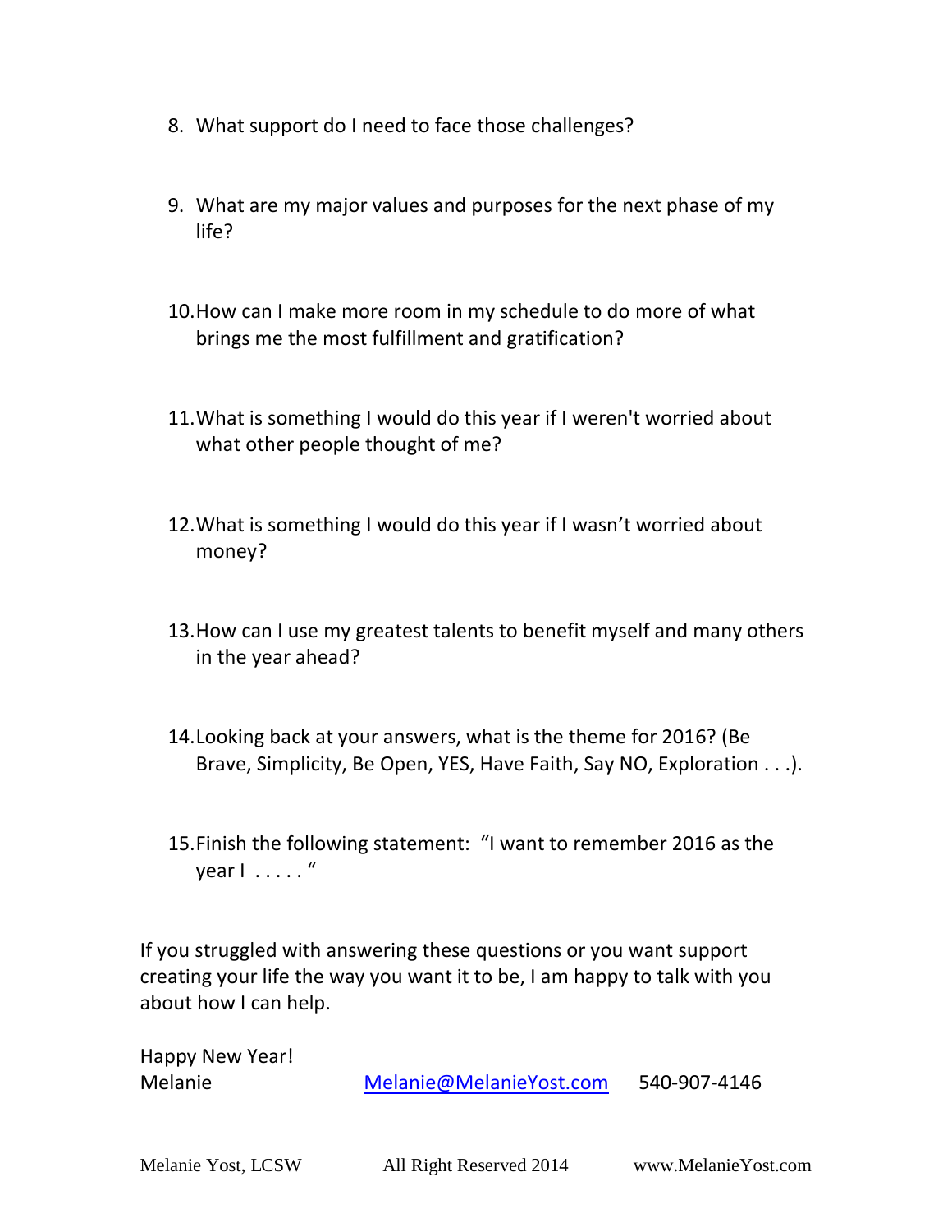8. What support do I need to face those challenges?

9. What are my major values and purposes for the next phase of my life?

10. How can I make more room in my schedule to do more of what brings me the most fulfillment and gratification?

11. What is something I would do this year if I weren't worried about what other people thought of me?

12. What is something I would do this year if I wasn't worried about money?

13. How can I use my greatest talents to benefit myself and many others in the year ahead?

14. Looking back at your answers, what is the theme for 2016? (Be Brave, Simplicity, Be Open, YES, Have Faith, Say NO, Exploration . . .).

15. Finish the following statement: "I want to remember 2016 as the year I . . . . . "

If you struggled with answering these questions or you want support creating your life the way you want it to be, I am happy to talk with you about how I can help.

Happy New Year!
Melanie Melanie@MelanieYost.com 540-907-4146

Melanie Yost, LCSW All Right Reserved 2014 www.MelanieYost.com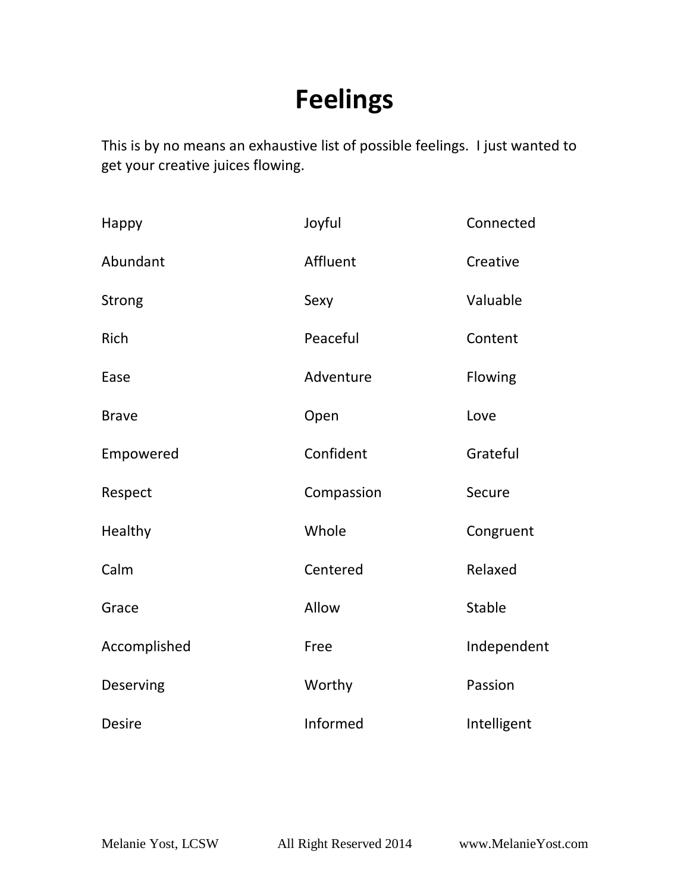# Feelings

This is by no means an exhaustive list of possible feelings. I just wanted to get your creative juices flowing.

| | | |
|---|---|---|
| Happy | Joyful | Connected |
| Abundant | Affluent | Creative |
| Strong | Sexy | Valuable |
| Rich | Peaceful | Content |
| Ease | Adventure | Flowing |
| Brave | Open | Love |
| Empowered | Confident | Grateful |
| Respect | Compassion | Secure |
| Healthy | Whole | Congruent |
| Calm | Centered | Relaxed |
| Grace | Allow | Stable |
| Accomplished | Free | Independent |
| Deserving | Worthy | Passion |
| Desire | Informed | Intelligent |